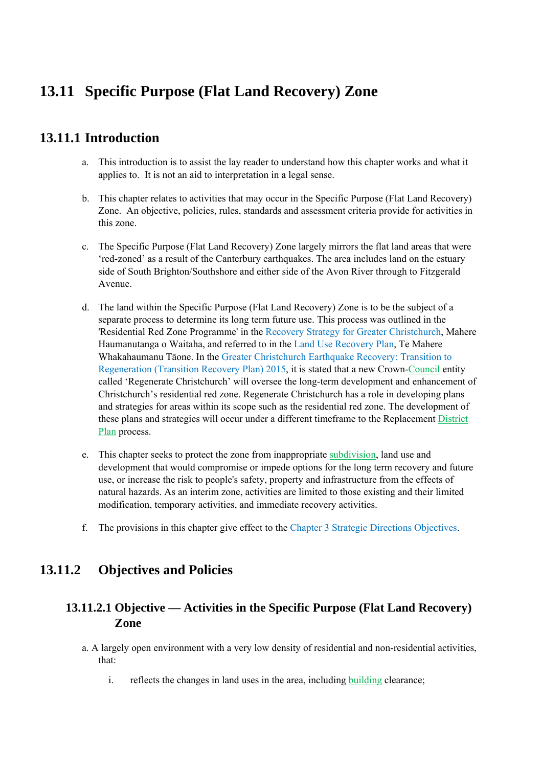# 13.11 Specific Purpose (Flat Land Recovery) Zone

## 13.11.1 Introduction

a. This introduction is to assist the lay reader to understand how this chapter works and what it applies to. It is not an aid to interpretation in a legal sense.

b. This chapter relates to activities that may occur in the Specific Purpose (Flat Land Recovery) Zone. An objective, policies, rules, standards and assessment criteria provide for activities in this zone.

c. The Specific Purpose (Flat Land Recovery) Zone largely mirrors the flat land areas that were 'red-zoned' as a result of the Canterbury earthquakes. The area includes land on the estuary side of South Brighton/Southshore and either side of the Avon River through to Fitzgerald Avenue.

d. The land within the Specific Purpose (Flat Land Recovery) Zone is to be the subject of a separate process to determine its long term future use. This process was outlined in the 'Residential Red Zone Programme' in the Recovery Strategy for Greater Christchurch, Mahere Haumanutanga o Waitaha, and referred to in the Land Use Recovery Plan, Te Mahere Whakahaumanu Tāone. In the Greater Christchurch Earthquake Recovery: Transition to Regeneration (Transition Recovery Plan) 2015, it is stated that a new Crown-Council entity called 'Regenerate Christchurch' will oversee the long-term development and enhancement of Christchurch's residential red zone. Regenerate Christchurch has a role in developing plans and strategies for areas within its scope such as the residential red zone. The development of these plans and strategies will occur under a different timeframe to the Replacement District Plan process.

e. This chapter seeks to protect the zone from inappropriate subdivision, land use and development that would compromise or impede options for the long term recovery and future use, or increase the risk to people's safety, property and infrastructure from the effects of natural hazards. As an interim zone, activities are limited to those existing and their limited modification, temporary activities, and immediate recovery activities.

f. The provisions in this chapter give effect to the Chapter 3 Strategic Directions Objectives.

## 13.11.2 Objectives and Policies

### 13.11.2.1 Objective — Activities in the Specific Purpose (Flat Land Recovery) Zone

a. A largely open environment with a very low density of residential and non-residential activities, that:

   i. reflects the changes in land uses in the area, including building clearance;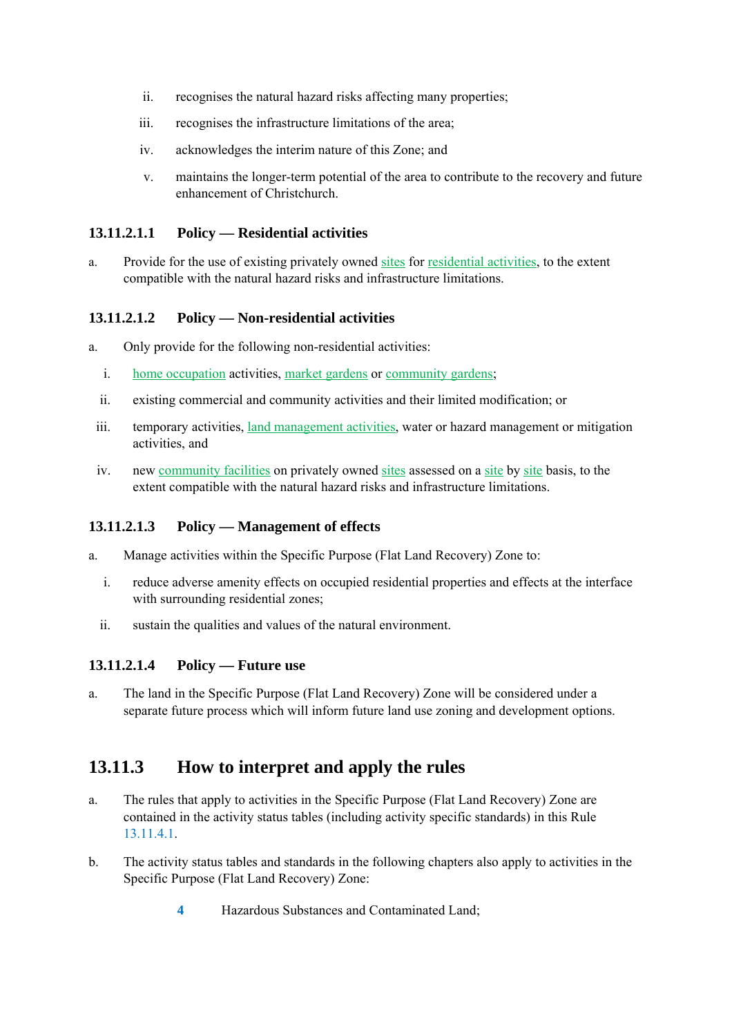ii. recognises the natural hazard risks affecting many properties;

iii. recognises the infrastructure limitations of the area;

iv. acknowledges the interim nature of this Zone; and

v. maintains the longer-term potential of the area to contribute to the recovery and future enhancement of Christchurch.

### 13.11.2.1.1 Policy — Residential activities

a. Provide for the use of existing privately owned sites for residential activities, to the extent compatible with the natural hazard risks and infrastructure limitations.

### 13.11.2.1.2 Policy — Non-residential activities

a. Only provide for the following non-residential activities:

i. home occupation activities, market gardens or community gardens;

ii. existing commercial and community activities and their limited modification; or

iii. temporary activities, land management activities, water or hazard management or mitigation activities, and

iv. new community facilities on privately owned sites assessed on a site by site basis, to the extent compatible with the natural hazard risks and infrastructure limitations.

### 13.11.2.1.3 Policy — Management of effects

a. Manage activities within the Specific Purpose (Flat Land Recovery) Zone to:

i. reduce adverse amenity effects on occupied residential properties and effects at the interface with surrounding residential zones;

ii. sustain the qualities and values of the natural environment.

### 13.11.2.1.4 Policy — Future use

a. The land in the Specific Purpose (Flat Land Recovery) Zone will be considered under a separate future process which will inform future land use zoning and development options.

## 13.11.3 How to interpret and apply the rules

a. The rules that apply to activities in the Specific Purpose (Flat Land Recovery) Zone are contained in the activity status tables (including activity specific standards) in this Rule 13.11.4.1.

b. The activity status tables and standards in the following chapters also apply to activities in the Specific Purpose (Flat Land Recovery) Zone:

**4** Hazardous Substances and Contaminated Land;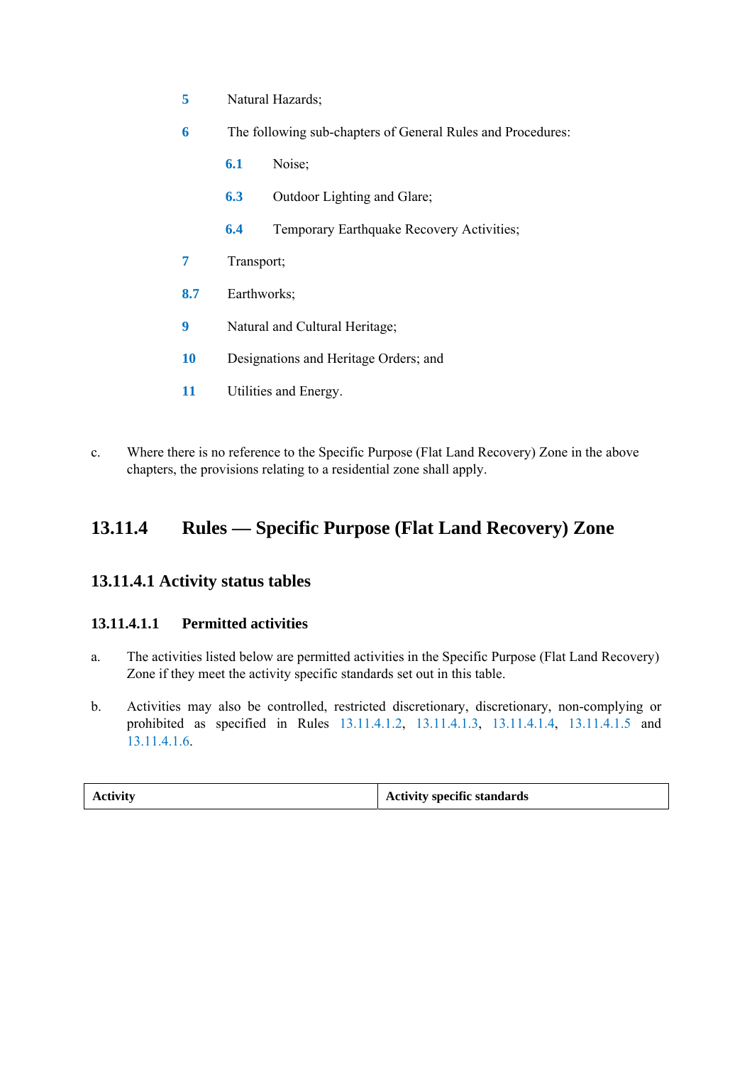5 Natural Hazards;

6 The following sub-chapters of General Rules and Procedures:

  6.1 Noise;

  6.3 Outdoor Lighting and Glare;

  6.4 Temporary Earthquake Recovery Activities;

7 Transport;

8.7 Earthworks;

9 Natural and Cultural Heritage;

10 Designations and Heritage Orders; and

11 Utilities and Energy.

c. Where there is no reference to the Specific Purpose (Flat Land Recovery) Zone in the above chapters, the provisions relating to a residential zone shall apply.

## 13.11.4 Rules — Specific Purpose (Flat Land Recovery) Zone

### 13.11.4.1 Activity status tables

#### 13.11.4.1.1 Permitted activities

a. The activities listed below are permitted activities in the Specific Purpose (Flat Land Recovery) Zone if they meet the activity specific standards set out in this table.

b. Activities may also be controlled, restricted discretionary, discretionary, non-complying or prohibited as specified in Rules 13.11.4.1.2, 13.11.4.1.3, 13.11.4.1.4, 13.11.4.1.5 and 13.11.4.1.6.

| Activity | Activity specific standards |
| --- | --- |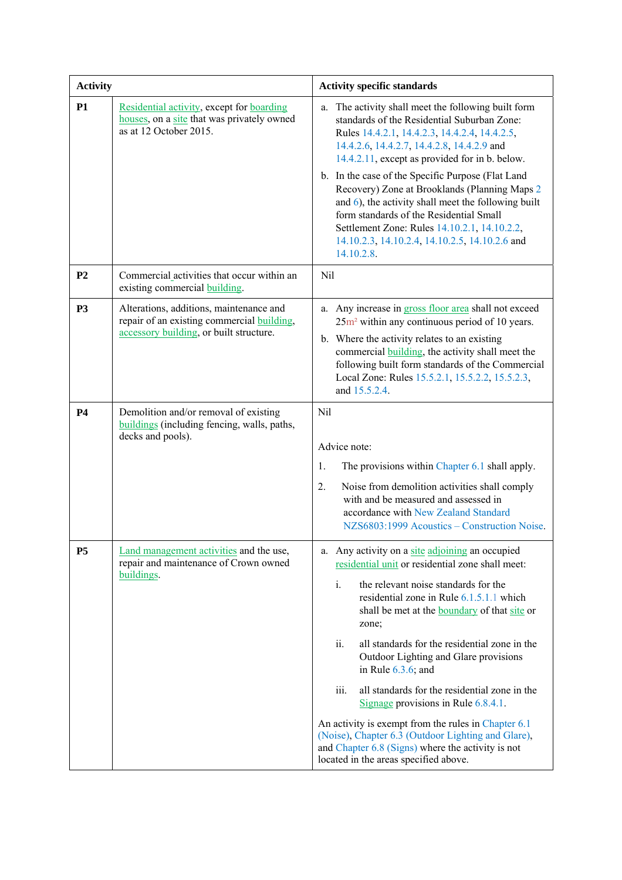| Activity | | Activity specific standards |
|---|---|---|
| **P1** | Residential activity, except for boarding houses, on a site that was privately owned as at 12 October 2015. | a. The activity shall meet the following built form standards of the Residential Suburban Zone: Rules 14.4.2.1, 14.4.2.3, 14.4.2.4, 14.4.2.5, 14.4.2.6, 14.4.2.7, 14.4.2.8, 14.4.2.9 and 14.4.2.11, except as provided for in b. below.<br><br>b. In the case of the Specific Purpose (Flat Land Recovery) Zone at Brooklands (Planning Maps 2 and 6), the activity shall meet the following built form standards of the Residential Small Settlement Zone: Rules 14.10.2.1, 14.10.2.2, 14.10.2.3, 14.10.2.4, 14.10.2.5, 14.10.2.6 and 14.10.2.8. |
| **P2** | Commercial activities that occur within an existing commercial building. | Nil |
| **P3** | Alterations, additions, maintenance and repair of an existing commercial building, accessory building, or built structure. | a. Any increase in gross floor area shall not exceed 25m² within any continuous period of 10 years.<br><br>b. Where the activity relates to an existing commercial building, the activity shall meet the following built form standards of the Commercial Local Zone: Rules 15.5.2.1, 15.5.2.2, 15.5.2.3, and 15.5.2.4. |
| **P4** | Demolition and/or removal of existing buildings (including fencing, walls, paths, decks and pools). | Nil<br><br>Advice note:<br><br>1. The provisions within Chapter 6.1 shall apply.<br><br>2. Noise from demolition activities shall comply with and be measured and assessed in accordance with New Zealand Standard NZS6803:1999 Acoustics – Construction Noise. |
| **P5** | Land management activities and the use, repair and maintenance of Crown owned buildings. | a. Any activity on a site adjoining an occupied residential unit or residential zone shall meet:<br><br>i. the relevant noise standards for the residential zone in Rule 6.1.5.1.1 which shall be met at the boundary of that site or zone;<br><br>ii. all standards for the residential zone in the Outdoor Lighting and Glare provisions in Rule 6.3.6; and<br><br>iii. all standards for the residential zone in the Signage provisions in Rule 6.8.4.1.<br><br>An activity is exempt from the rules in Chapter 6.1 (Noise), Chapter 6.3 (Outdoor Lighting and Glare), and Chapter 6.8 (Signs) where the activity is not located in the areas specified above. |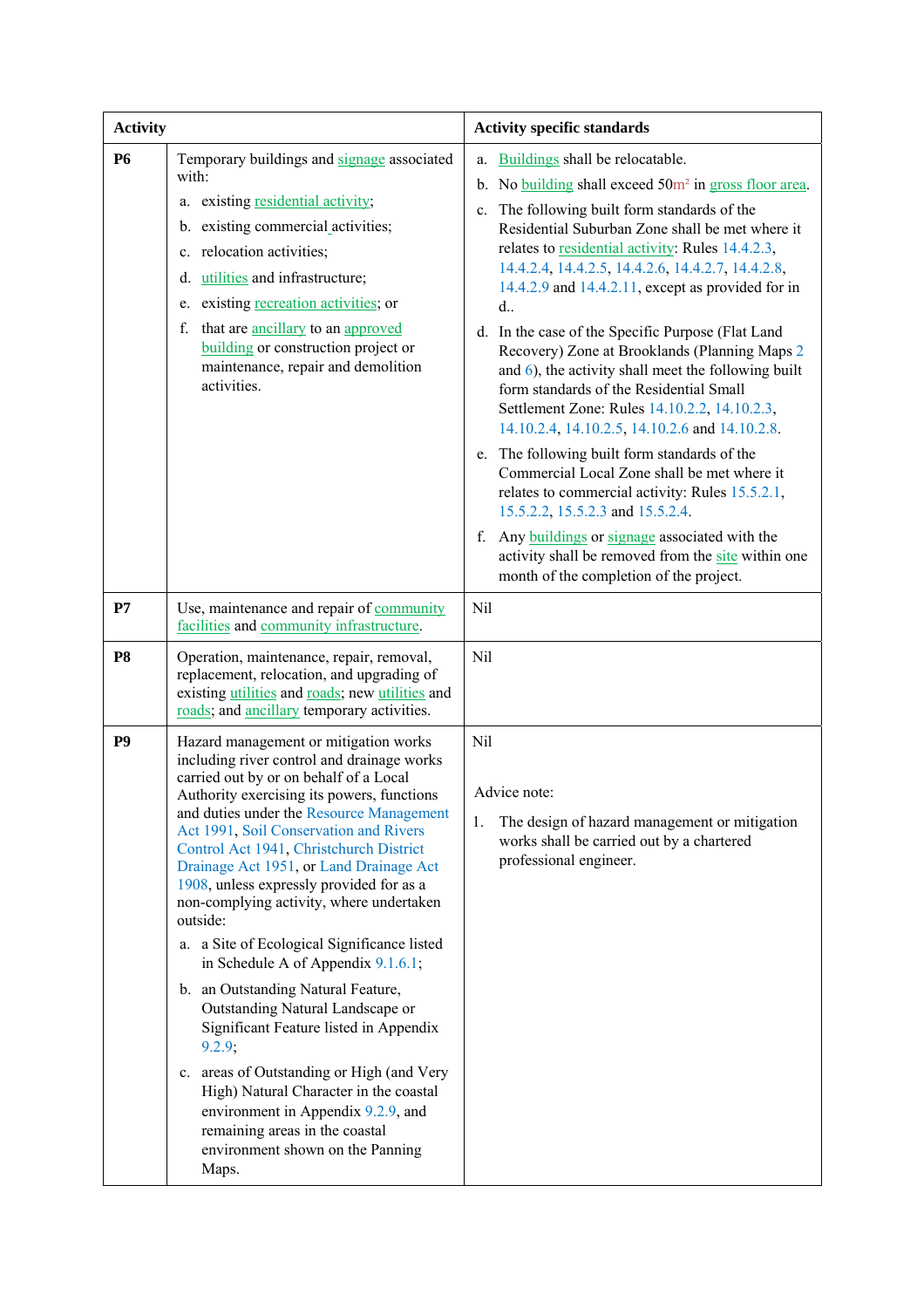| Activity | | Activity specific standards |
|---|---|---|
| **P6** | Temporary buildings and signage associated with:<br>a. existing residential activity;<br>b. existing commercial activities;<br>c. relocation activities;<br>d. utilities and infrastructure;<br>e. existing recreation activities; or<br>f. that are ancillary to an approved building or construction project or maintenance, repair and demolition activities. | a. Buildings shall be relocatable.<br>b. No building shall exceed 50m² in gross floor area.<br>c. The following built form standards of the Residential Suburban Zone shall be met where it relates to residential activity: Rules 14.4.2.3, 14.4.2.4, 14.4.2.5, 14.4.2.6, 14.4.2.7, 14.4.2.8, 14.4.2.9 and 14.4.2.11, except as provided for in d..<br>d. In the case of the Specific Purpose (Flat Land Recovery) Zone at Brooklands (Planning Maps 2 and 6), the activity shall meet the following built form standards of the Residential Small Settlement Zone: Rules 14.10.2.2, 14.10.2.3, 14.10.2.4, 14.10.2.5, 14.10.2.6 and 14.10.2.8.<br>e. The following built form standards of the Commercial Local Zone shall be met where it relates to commercial activity: Rules 15.5.2.1, 15.5.2.2, 15.5.2.3 and 15.5.2.4.<br>f. Any buildings or signage associated with the activity shall be removed from the site within one month of the completion of the project. |
| **P7** | Use, maintenance and repair of community facilities and community infrastructure. | Nil |
| **P8** | Operation, maintenance, repair, removal, replacement, relocation, and upgrading of existing utilities and roads; new utilities and roads; and ancillary temporary activities. | Nil |
| **P9** | Hazard management or mitigation works including river control and drainage works carried out by or on behalf of a Local Authority exercising its powers, functions and duties under the Resource Management Act 1991, Soil Conservation and Rivers Control Act 1941, Christchurch District Drainage Act 1951, or Land Drainage Act 1908, unless expressly provided for as a non-complying activity, where undertaken outside:<br>a. a Site of Ecological Significance listed in Schedule A of Appendix 9.1.6.1;<br>b. an Outstanding Natural Feature, Outstanding Natural Landscape or Significant Feature listed in Appendix 9.2.9;<br>c. areas of Outstanding or High (and Very High) Natural Character in the coastal environment in Appendix 9.2.9, and remaining areas in the coastal environment shown on the Panning Maps. | Nil<br><br>Advice note:<br>1. The design of hazard management or mitigation works shall be carried out by a chartered professional engineer. |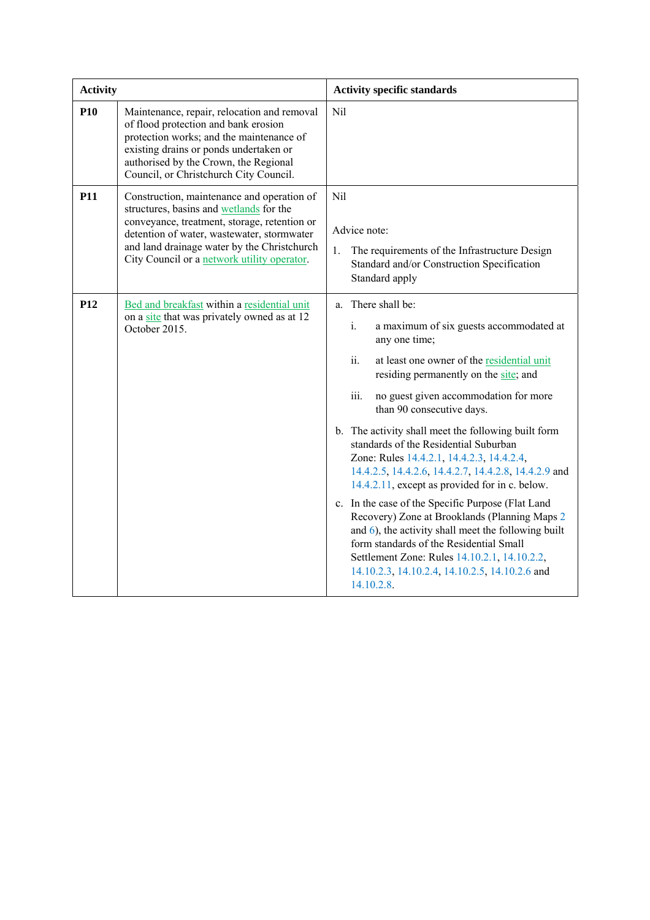| Activity | | Activity specific standards |
| --- | --- | --- |
| **P10** | Maintenance, repair, relocation and removal of flood protection and bank erosion protection works; and the maintenance of existing drains or ponds undertaken or authorised by the Crown, the Regional Council, or Christchurch City Council. | Nil |
| **P11** | Construction, maintenance and operation of structures, basins and wetlands for the conveyance, treatment, storage, retention or detention of water, wastewater, stormwater and land drainage water by the Christchurch City Council or a network utility operator. | Nil<br><br>Advice note:<br><br>1. The requirements of the Infrastructure Design Standard and/or Construction Specification Standard apply |
| **P12** | Bed and breakfast within a residential unit on a site that was privately owned as at 12 October 2015. | a. There shall be:<br>i. a maximum of six guests accommodated at any one time;<br>ii. at least one owner of the residential unit residing permanently on the site; and<br>iii. no guest given accommodation for more than 90 consecutive days.<br><br>b. The activity shall meet the following built form standards of the Residential Suburban Zone: Rules 14.4.2.1, 14.4.2.3, 14.4.2.4, 14.4.2.5, 14.4.2.6, 14.4.2.7, 14.4.2.8, 14.4.2.9 and 14.4.2.11, except as provided for in c. below.<br><br>c. In the case of the Specific Purpose (Flat Land Recovery) Zone at Brooklands (Planning Maps 2 and 6), the activity shall meet the following built form standards of the Residential Small Settlement Zone: Rules 14.10.2.1, 14.10.2.2, 14.10.2.3, 14.10.2.4, 14.10.2.5, 14.10.2.6 and 14.10.2.8. |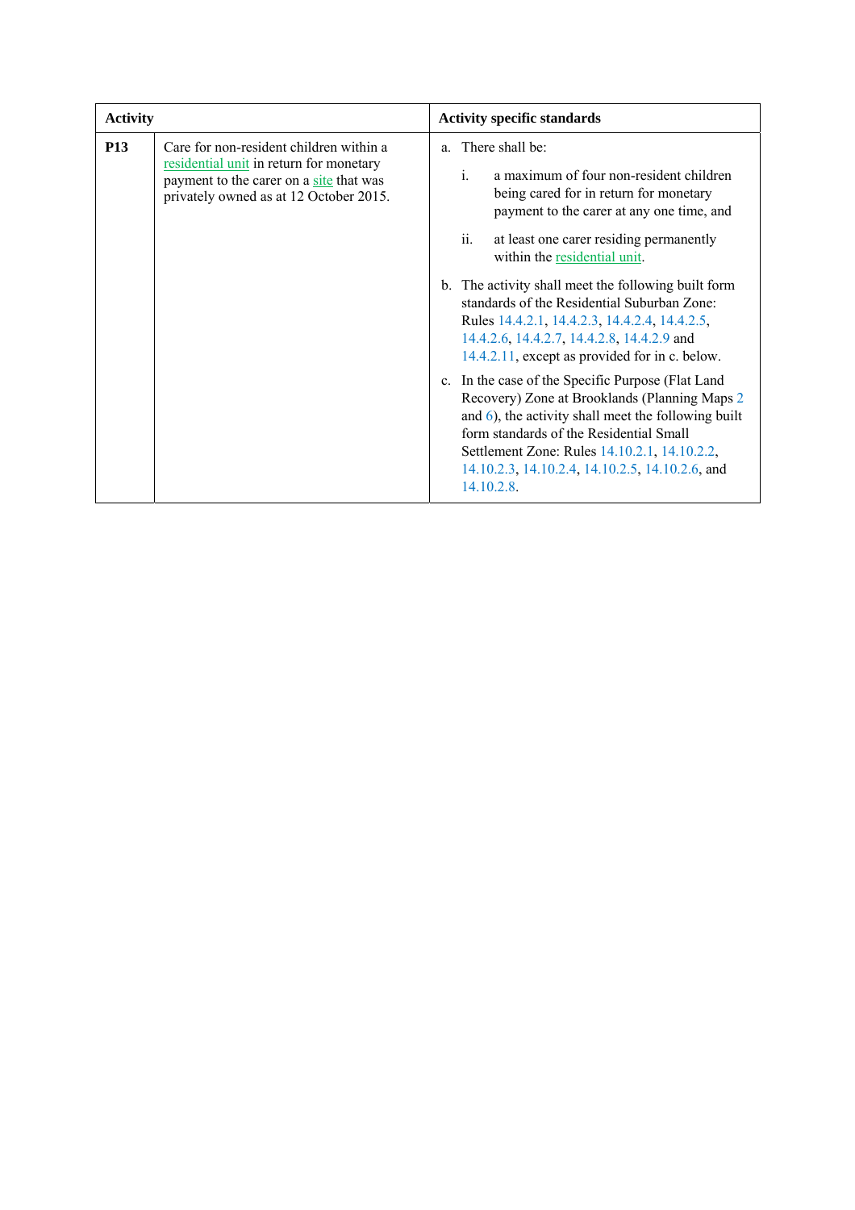| Activity | | Activity specific standards |
|---|---|---|
| **P13** | Care for non-resident children within a residential unit in return for monetary payment to the carer on a site that was privately owned as at 12 October 2015. | a. There shall be:<br><br>i. a maximum of four non-resident children being cared for in return for monetary payment to the carer at any one time, and<br><br>ii. at least one carer residing permanently within the residential unit.<br><br>b. The activity shall meet the following built form standards of the Residential Suburban Zone: Rules 14.4.2.1, 14.4.2.3, 14.4.2.4, 14.4.2.5, 14.4.2.6, 14.4.2.7, 14.4.2.8, 14.4.2.9 and 14.4.2.11, except as provided for in c. below.<br><br>c. In the case of the Specific Purpose (Flat Land Recovery) Zone at Brooklands (Planning Maps 2 and 6), the activity shall meet the following built form standards of the Residential Small Settlement Zone: Rules 14.10.2.1, 14.10.2.2, 14.10.2.3, 14.10.2.4, 14.10.2.5, 14.10.2.6, and 14.10.2.8. |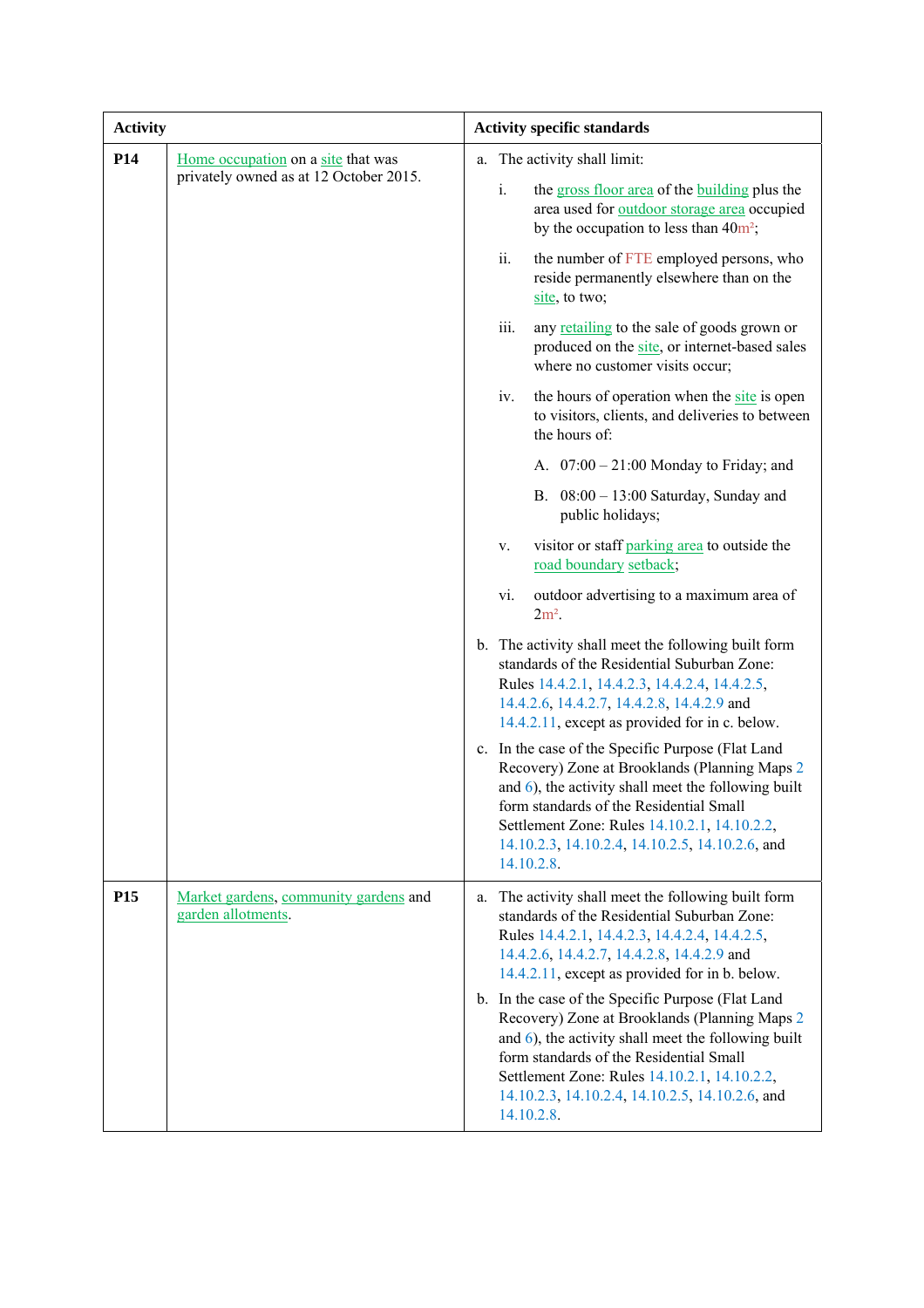| Activity | | Activity specific standards |
|---|---|---|
| **P14** | Home occupation on a site that was privately owned as at 12 October 2015. | a. The activity shall limit:<br><br>i. the gross floor area of the building plus the area used for outdoor storage area occupied by the occupation to less than 40m²;<br><br>ii. the number of FTE employed persons, who reside permanently elsewhere than on the site, to two;<br><br>iii. any retailing to the sale of goods grown or produced on the site, or internet-based sales where no customer visits occur;<br><br>iv. the hours of operation when the site is open to visitors, clients, and deliveries to between the hours of:<br><br>A. 07:00 – 21:00 Monday to Friday; and<br><br>B. 08:00 – 13:00 Saturday, Sunday and public holidays;<br><br>v. visitor or staff parking area to outside the road boundary setback;<br><br>vi. outdoor advertising to a maximum area of 2m².<br><br>b. The activity shall meet the following built form standards of the Residential Suburban Zone: Rules 14.4.2.1, 14.4.2.3, 14.4.2.4, 14.4.2.5, 14.4.2.6, 14.4.2.7, 14.4.2.8, 14.4.2.9 and 14.4.2.11, except as provided for in c. below.<br><br>c. In the case of the Specific Purpose (Flat Land Recovery) Zone at Brooklands (Planning Maps 2 and 6), the activity shall meet the following built form standards of the Residential Small Settlement Zone: Rules 14.10.2.1, 14.10.2.2, 14.10.2.3, 14.10.2.4, 14.10.2.5, 14.10.2.6, and 14.10.2.8. |
| **P15** | Market gardens, community gardens and garden allotments. | a. The activity shall meet the following built form standards of the Residential Suburban Zone: Rules 14.4.2.1, 14.4.2.3, 14.4.2.4, 14.4.2.5, 14.4.2.6, 14.4.2.7, 14.4.2.8, 14.4.2.9 and 14.4.2.11, except as provided for in b. below.<br><br>b. In the case of the Specific Purpose (Flat Land Recovery) Zone at Brooklands (Planning Maps 2 and 6), the activity shall meet the following built form standards of the Residential Small Settlement Zone: Rules 14.10.2.1, 14.10.2.2, 14.10.2.3, 14.10.2.4, 14.10.2.5, 14.10.2.6, and 14.10.2.8. |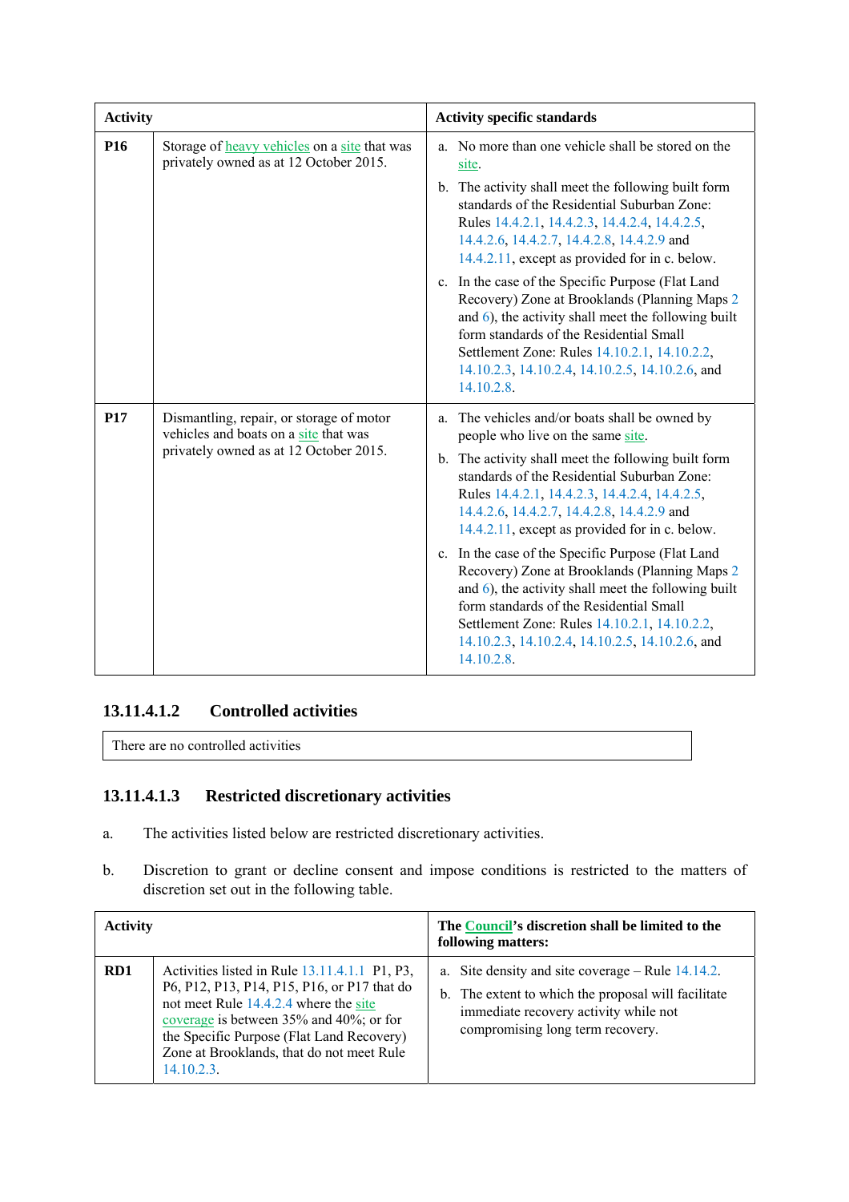| Activity | | Activity specific standards |
|---|---|---|
| **P16** | Storage of heavy vehicles on a site that was privately owned as at 12 October 2015. | a. No more than one vehicle shall be stored on the site.<br>b. The activity shall meet the following built form standards of the Residential Suburban Zone: Rules 14.4.2.1, 14.4.2.3, 14.4.2.4, 14.4.2.5, 14.4.2.6, 14.4.2.7, 14.4.2.8, 14.4.2.9 and 14.4.2.11, except as provided for in c. below.<br>c. In the case of the Specific Purpose (Flat Land Recovery) Zone at Brooklands (Planning Maps 2 and 6), the activity shall meet the following built form standards of the Residential Small Settlement Zone: Rules 14.10.2.1, 14.10.2.2, 14.10.2.3, 14.10.2.4, 14.10.2.5, 14.10.2.6, and 14.10.2.8. |
| **P17** | Dismantling, repair, or storage of motor vehicles and boats on a site that was privately owned as at 12 October 2015. | a. The vehicles and/or boats shall be owned by people who live on the same site.<br>b. The activity shall meet the following built form standards of the Residential Suburban Zone: Rules 14.4.2.1, 14.4.2.3, 14.4.2.4, 14.4.2.5, 14.4.2.6, 14.4.2.7, 14.4.2.8, 14.4.2.9 and 14.4.2.11, except as provided for in c. below.<br>c. In the case of the Specific Purpose (Flat Land Recovery) Zone at Brooklands (Planning Maps 2 and 6), the activity shall meet the following built form standards of the Residential Small Settlement Zone: Rules 14.10.2.1, 14.10.2.2, 14.10.2.3, 14.10.2.4, 14.10.2.5, 14.10.2.6, and 14.10.2.8. |

### 13.11.4.1.2 Controlled activities

| There are no controlled activities |
|---|

### 13.11.4.1.3 Restricted discretionary activities

a. The activities listed below are restricted discretionary activities.

b. Discretion to grant or decline consent and impose conditions is restricted to the matters of discretion set out in the following table.

| Activity | | The Council's discretion shall be limited to the following matters: |
|---|---|---|
| **RD1** | Activities listed in Rule 13.11.4.1.1 P1, P3, P6, P12, P13, P14, P15, P16, or P17 that do not meet Rule 14.4.2.4 where the site coverage is between 35% and 40%; or for the Specific Purpose (Flat Land Recovery) Zone at Brooklands, that do not meet Rule 14.10.2.3. | a. Site density and site coverage – Rule 14.14.2.<br>b. The extent to which the proposal will facilitate immediate recovery activity while not compromising long term recovery. |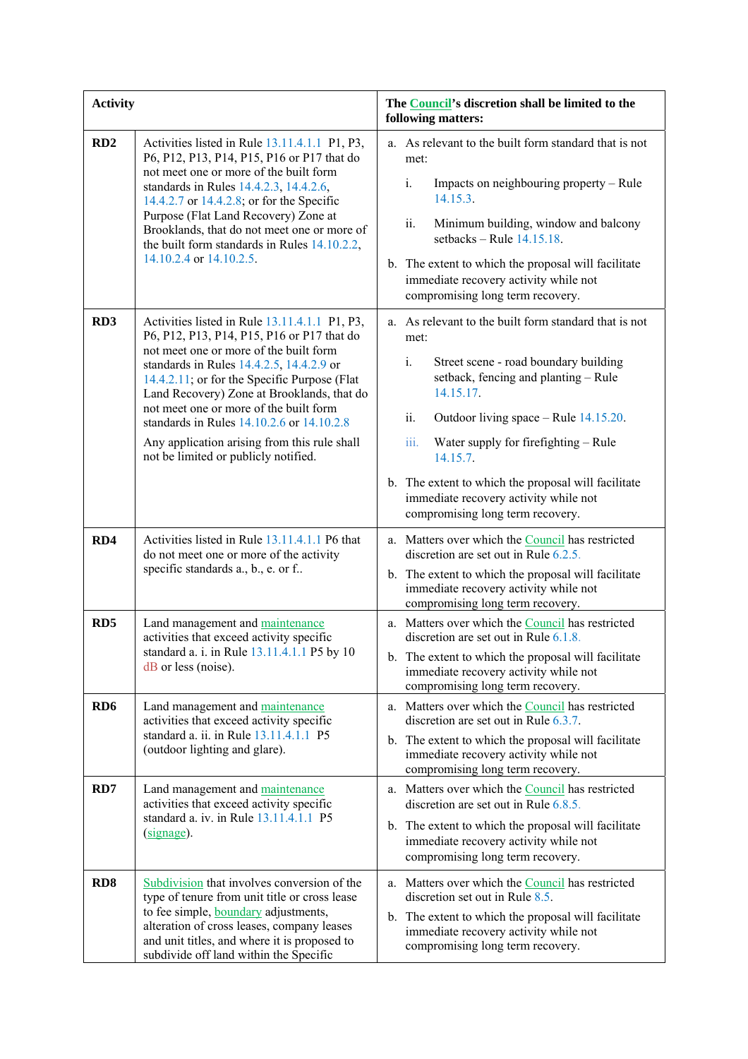| Activity | | The Council's discretion shall be limited to the following matters: |
|---|---|---|
| RD2 | Activities listed in Rule 13.11.4.1.1 P1, P3, P6, P12, P13, P14, P15, P16 or P17 that do not meet one or more of the built form standards in Rules 14.4.2.3, 14.4.2.6, 14.4.2.7 or 14.4.2.8; or for the Specific Purpose (Flat Land Recovery) Zone at Brooklands, that do not meet one or more of the built form standards in Rules 14.10.2.2, 14.10.2.4 or 14.10.2.5. | a. As relevant to the built form standard that is not met:<br>i. Impacts on neighbouring property – Rule 14.15.3.<br>ii. Minimum building, window and balcony setbacks – Rule 14.15.18.<br>b. The extent to which the proposal will facilitate immediate recovery activity while not compromising long term recovery. |
| RD3 | Activities listed in Rule 13.11.4.1.1 P1, P3, P6, P12, P13, P14, P15, P16 or P17 that do not meet one or more of the built form standards in Rules 14.4.2.5, 14.4.2.9 or 14.4.2.11; or for the Specific Purpose (Flat Land Recovery) Zone at Brooklands, that do not meet one or more of the built form standards in Rules 14.10.2.6 or 14.10.2.8<br>Any application arising from this rule shall not be limited or publicly notified. | a. As relevant to the built form standard that is not met:<br>i. Street scene - road boundary building setback, fencing and planting – Rule 14.15.17.<br>ii. Outdoor living space – Rule 14.15.20.<br>iii. Water supply for firefighting – Rule 14.15.7.<br>b. The extent to which the proposal will facilitate immediate recovery activity while not compromising long term recovery. |
| RD4 | Activities listed in Rule 13.11.4.1.1 P6 that do not meet one or more of the activity specific standards a., b., e. or f.. | a. Matters over which the Council has restricted discretion are set out in Rule 6.2.5.<br>b. The extent to which the proposal will facilitate immediate recovery activity while not compromising long term recovery. |
| RD5 | Land management and maintenance activities that exceed activity specific standard a. i. in Rule 13.11.4.1.1 P5 by 10 dB or less (noise). | a. Matters over which the Council has restricted discretion are set out in Rule 6.1.8.<br>b. The extent to which the proposal will facilitate immediate recovery activity while not compromising long term recovery. |
| RD6 | Land management and maintenance activities that exceed activity specific standard a. ii. in Rule 13.11.4.1.1 P5 (outdoor lighting and glare). | a. Matters over which the Council has restricted discretion are set out in Rule 6.3.7.<br>b. The extent to which the proposal will facilitate immediate recovery activity while not compromising long term recovery. |
| RD7 | Land management and maintenance activities that exceed activity specific standard a. iv. in Rule 13.11.4.1.1 P5 (signage). | a. Matters over which the Council has restricted discretion are set out in Rule 6.8.5.<br>b. The extent to which the proposal will facilitate immediate recovery activity while not compromising long term recovery. |
| RD8 | Subdivision that involves conversion of the type of tenure from unit title or cross lease to fee simple, boundary adjustments, alteration of cross leases, company leases and unit titles, and where it is proposed to subdivide off land within the Specific | a. Matters over which the Council has restricted discretion set out in Rule 8.5.<br>b. The extent to which the proposal will facilitate immediate recovery activity while not compromising long term recovery. |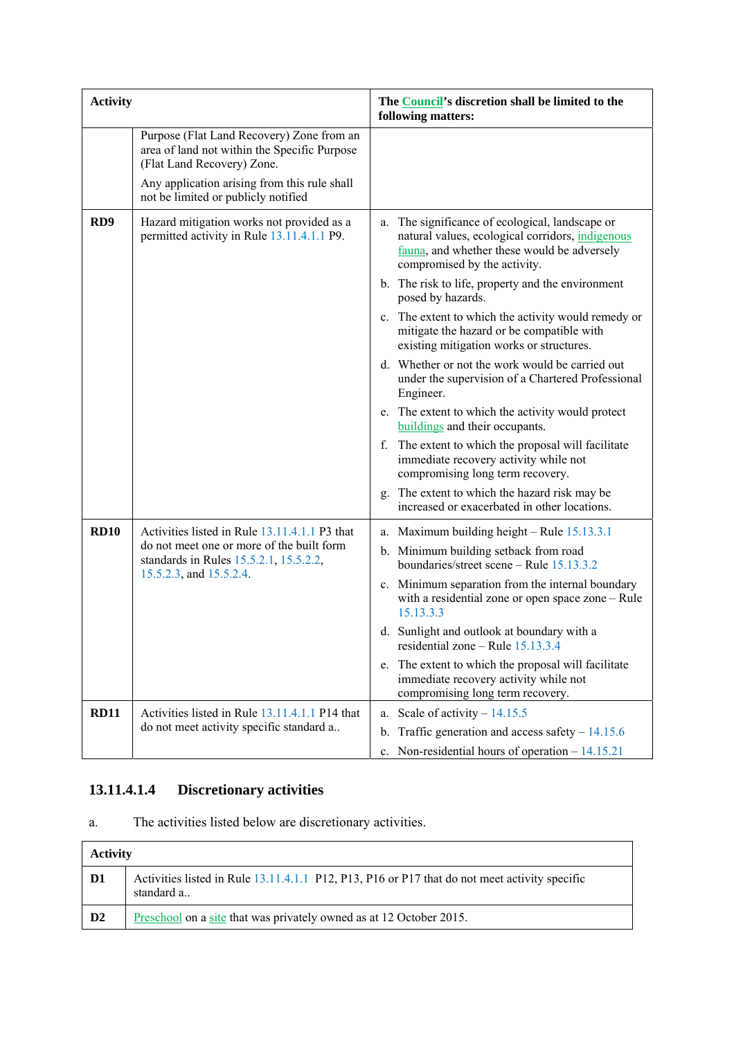| Activity | | The Council's discretion shall be limited to the following matters: |
|---|---|---|
| | Purpose (Flat Land Recovery) Zone from an area of land not within the Specific Purpose (Flat Land Recovery) Zone.<br><br>Any application arising from this rule shall not be limited or publicly notified | |
| **RD9** | Hazard mitigation works not provided as a permitted activity in Rule 13.11.4.1.1 P9. | a. The significance of ecological, landscape or natural values, ecological corridors, indigenous fauna, and whether these would be adversely compromised by the activity.<br>b. The risk to life, property and the environment posed by hazards.<br>c. The extent to which the activity would remedy or mitigate the hazard or be compatible with existing mitigation works or structures.<br>d. Whether or not the work would be carried out under the supervision of a Chartered Professional Engineer.<br>e. The extent to which the activity would protect buildings and their occupants.<br>f. The extent to which the proposal will facilitate immediate recovery activity while not compromising long term recovery.<br>g. The extent to which the hazard risk may be increased or exacerbated in other locations. |
| **RD10** | Activities listed in Rule 13.11.4.1.1 P3 that do not meet one or more of the built form standards in Rules 15.5.2.1, 15.5.2.2, 15.5.2.3, and 15.5.2.4. | a. Maximum building height – Rule 15.13.3.1<br>b. Minimum building setback from road boundaries/street scene – Rule 15.13.3.2<br>c. Minimum separation from the internal boundary with a residential zone or open space zone – Rule 15.13.3.3<br>d. Sunlight and outlook at boundary with a residential zone – Rule 15.13.3.4<br>e. The extent to which the proposal will facilitate immediate recovery activity while not compromising long term recovery. |
| **RD11** | Activities listed in Rule 13.11.4.1.1 P14 that do not meet activity specific standard a.. | a. Scale of activity – 14.15.5<br>b. Traffic generation and access safety – 14.15.6<br>c. Non-residential hours of operation – 14.15.21 |

### 13.11.4.1.4 Discretionary activities

a. The activities listed below are discretionary activities.

| Activity | |
|---|---|
| **D1** | Activities listed in Rule 13.11.4.1.1 P12, P13, P16 or P17 that do not meet activity specific standard a.. |
| **D2** | Preschool on a site that was privately owned as at 12 October 2015. |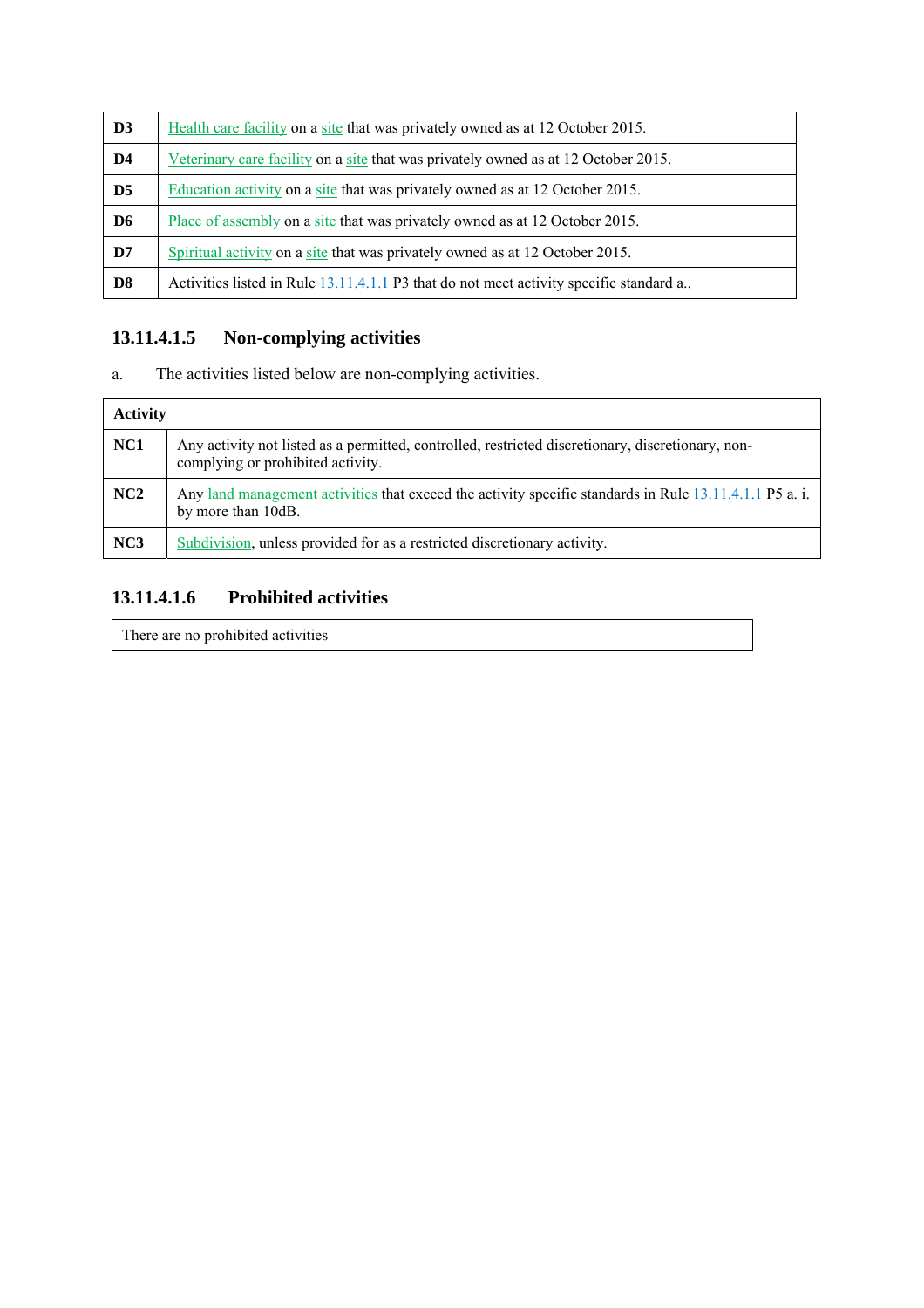| | |
|---|---|
| **D3** | Health care facility on a site that was privately owned as at 12 October 2015. |
| **D4** | Veterinary care facility on a site that was privately owned as at 12 October 2015. |
| **D5** | Education activity on a site that was privately owned as at 12 October 2015. |
| **D6** | Place of assembly on a site that was privately owned as at 12 October 2015. |
| **D7** | Spiritual activity on a site that was privately owned as at 12 October 2015. |
| **D8** | Activities listed in Rule 13.11.4.1.1 P3 that do not meet activity specific standard a.. |

### 13.11.4.1.5 Non-complying activities

a. The activities listed below are non-complying activities.

| **Activity** | |
|---|---|
| **NC1** | Any activity not listed as a permitted, controlled, restricted discretionary, discretionary, non-complying or prohibited activity. |
| **NC2** | Any land management activities that exceed the activity specific standards in Rule 13.11.4.1.1 P5 a. i. by more than 10dB. |
| **NC3** | Subdivision, unless provided for as a restricted discretionary activity. |

### 13.11.4.1.6 Prohibited activities

| |
|---|
| There are no prohibited activities |